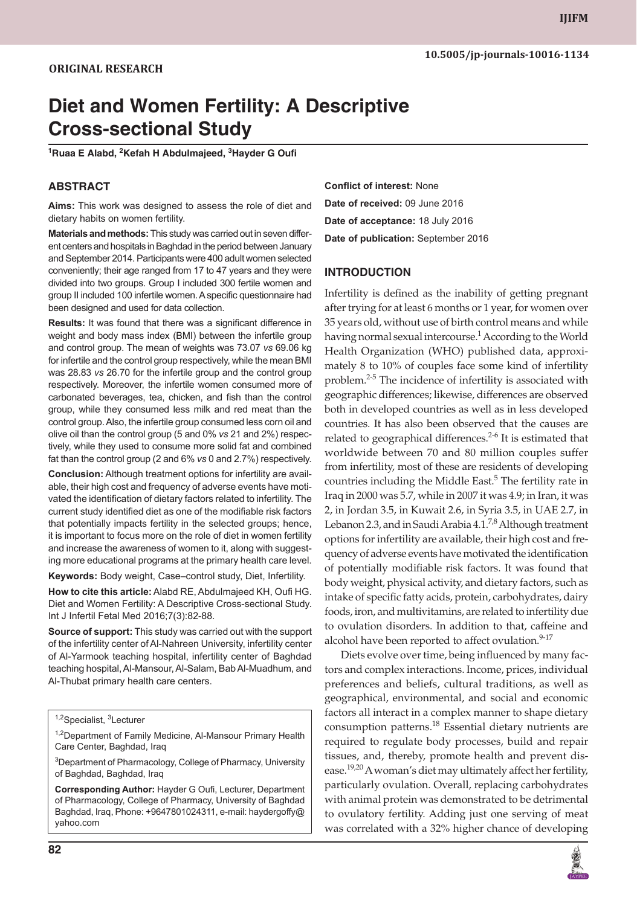**ORIGINAL RESEARCH**

10.5005/jp-journals-10016-1134

# Diet and Women Fertility: A Descriptive Cross-sectional Study

[1]Ruaa E Alabd, [2]Kefah H Abdulmajeed, [3]Hayder G Oufi

## ABSTRACT

**Aims:** This work was designed to assess the role of diet and dietary habits on women fertility.

**Materials and methods:** This study was carried out in seven different centers and hospitals in Baghdad in the period between January and September 2014. Participants were 400 adult women selected conveniently; their age ranged from 17 to 47 years and they were divided into two groups. Group I included 300 fertile women and group II included 100 infertile women. A specific questionnaire had been designed and used for data collection.

**Results:** It was found that there was a significant difference in weight and body mass index (BMI) between the infertile group and control group. The mean of weights was 73.07 *vs* 69.06 kg for infertile and the control group respectively, while the mean BMI was 28.83 *vs* 26.70 for the infertile group and the control group respectively. Moreover, the infertile women consumed more of carbonated beverages, tea, chicken, and fish than the control group, while they consumed less milk and red meat than the control group. Also, the infertile group consumed less corn oil and olive oil than the control group (5 and 0% *vs* 21 and 2%) respectively, while they used to consume more solid fat and combined fat than the control group (2 and 6% *vs* 0 and 2.7%) respectively.

**Conclusion:** Although treatment options for infertility are available, their high cost and frequency of adverse events have motivated the identification of dietary factors related to infertility. The current study identified diet as one of the modifiable risk factors that potentially impacts fertility in the selected groups; hence, it is important to focus more on the role of diet in women fertility and increase the awareness of women to it, along with suggesting more educational programs at the primary health care level.

**Keywords:** Body weight, Case–control study, Diet, Infertility.

**How to cite this article:** Alabd RE, Abdulmajeed KH, Oufi HG. Diet and Women Fertility: A Descriptive Cross-sectional Study. Int J Infertil Fetal Med 2016;7(3):82-88.

**Source of support:** This study was carried out with the support of the infertility center of Al-Nahreen University, infertility center of Al-Yarmook teaching hospital, infertility center of Baghdad teaching hospital, Al-Mansour, Al-Salam, Bab Al-Muadhum, and Al-Thubat primary health care centers.

[1,2]Specialist, [3]Lecturer

[1,2]Department of Family Medicine, Al-Mansour Primary Health Care Center, Baghdad, Iraq

[3]Department of Pharmacology, College of Pharmacy, University of Baghdad, Baghdad, Iraq

**Corresponding Author:** Hayder G Oufi, Lecturer, Department of Pharmacology, College of Pharmacy, University of Baghdad Baghdad, Iraq, Phone: +9647801024311, e-mail: haydergoffy@yahoo.com

**Conflict of interest:** None

**Date of received:** 09 June 2016

**Date of acceptance:** 18 July 2016

**Date of publication:** September 2016

## INTRODUCTION

Infertility is defined as the inability of getting pregnant after trying for at least 6 months or 1 year, for women over 35 years old, without use of birth control means and while having normal sexual intercourse.[1] According to the World Health Organization (WHO) published data, approximately 8 to 10% of couples face some kind of infertility problem.[2-5] The incidence of infertility is associated with geographic differences; likewise, differences are observed both in developed countries as well as in less developed countries. It has also been observed that the causes are related to geographical differences.[2-6] It is estimated that worldwide between 70 and 80 million couples suffer from infertility, most of these are residents of developing countries including the Middle East.[5] The fertility rate in Iraq in 2000 was 5.7, while in 2007 it was 4.9; in Iran, it was 2, in Jordan 3.5, in Kuwait 2.6, in Syria 3.5, in UAE 2.7, in Lebanon 2.3, and in Saudi Arabia 4.1.[7,8] Although treatment options for infertility are available, their high cost and frequency of adverse events have motivated the identification of potentially modifiable risk factors. It was found that body weight, physical activity, and dietary factors, such as intake of specific fatty acids, protein, carbohydrates, dairy foods, iron, and multivitamins, are related to infertility due to ovulation disorders. In addition to that, caffeine and alcohol have been reported to affect ovulation.[9-17]

Diets evolve over time, being influenced by many factors and complex interactions. Income, prices, individual preferences and beliefs, cultural traditions, as well as geographical, environmental, and social and economic factors all interact in a complex manner to shape dietary consumption patterns.[18] Essential dietary nutrients are required to regulate body processes, build and repair tissues, and, thereby, promote health and prevent disease.[19,20] A woman's diet may ultimately affect her fertility, particularly ovulation. Overall, replacing carbohydrates with animal protein was demonstrated to be detrimental to ovulatory fertility. Adding just one serving of meat was correlated with a 32% higher chance of developing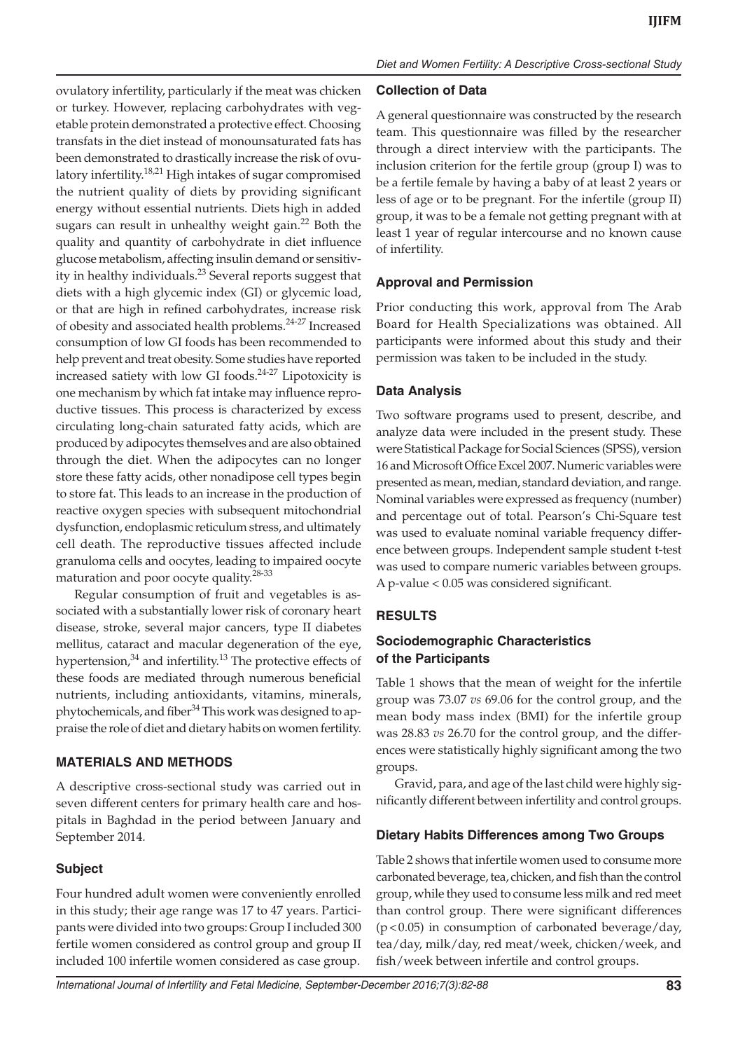ovulatory infertility, particularly if the meat was chicken or turkey. However, replacing carbohydrates with vegetable protein demonstrated a protective effect. Choosing transfats in the diet instead of monounsaturated fats has been demonstrated to drastically increase the risk of ovulatory infertility.[18,21] High intakes of sugar compromised the nutrient quality of diets by providing significant energy without essential nutrients. Diets high in added sugars can result in unhealthy weight gain.[22] Both the quality and quantity of carbohydrate in diet influence glucose metabolism, affecting insulin demand or sensitivity in healthy individuals.[23] Several reports suggest that diets with a high glycemic index (GI) or glycemic load, or that are high in refined carbohydrates, increase risk of obesity and associated health problems.[24-27] Increased consumption of low GI foods has been recommended to help prevent and treat obesity. Some studies have reported increased satiety with low GI foods.[24-27] Lipotoxicity is one mechanism by which fat intake may influence reproductive tissues. This process is characterized by excess circulating long-chain saturated fatty acids, which are produced by adipocytes themselves and are also obtained through the diet. When the adipocytes can no longer store these fatty acids, other nonadipose cell types begin to store fat. This leads to an increase in the production of reactive oxygen species with subsequent mitochondrial dysfunction, endoplasmic reticulum stress, and ultimately cell death. The reproductive tissues affected include granuloma cells and oocytes, leading to impaired oocyte maturation and poor oocyte quality.[28-33]

Regular consumption of fruit and vegetables is associated with a substantially lower risk of coronary heart disease, stroke, several major cancers, type II diabetes mellitus, cataract and macular degeneration of the eye, hypertension,[34] and infertility.[13] The protective effects of these foods are mediated through numerous beneficial nutrients, including antioxidants, vitamins, minerals, phytochemicals, and fiber[34] This work was designed to appraise the role of diet and dietary habits on women fertility.

## MATERIALS AND METHODS

A descriptive cross-sectional study was carried out in seven different centers for primary health care and hospitals in Baghdad in the period between January and September 2014.

### Subject

Four hundred adult women were conveniently enrolled in this study; their age range was 17 to 47 years. Participants were divided into two groups: Group I included 300 fertile women considered as control group and group II included 100 infertile women considered as case group.

### Collection of Data

A general questionnaire was constructed by the research team. This questionnaire was filled by the researcher through a direct interview with the participants. The inclusion criterion for the fertile group (group I) was to be a fertile female by having a baby of at least 2 years or less of age or to be pregnant. For the infertile (group II) group, it was to be a female not getting pregnant with at least 1 year of regular intercourse and no known cause of infertility.

### Approval and Permission

Prior conducting this work, approval from The Arab Board for Health Specializations was obtained. All participants were informed about this study and their permission was taken to be included in the study.

### Data Analysis

Two software programs used to present, describe, and analyze data were included in the present study. These were Statistical Package for Social Sciences (SPSS), version 16 and Microsoft Office Excel 2007. Numeric variables were presented as mean, median, standard deviation, and range. Nominal variables were expressed as frequency (number) and percentage out of total. Pearson's Chi-Square test was used to evaluate nominal variable frequency difference between groups. Independent sample student t-test was used to compare numeric variables between groups. A p-value $< 0.05$ was considered significant.

## RESULTS

### Sociodemographic Characteristics of the Participants

Table 1 shows that the mean of weight for the infertile group was 73.07 *vs* 69.06 for the control group, and the mean body mass index (BMI) for the infertile group was 28.83 *vs* 26.70 for the control group, and the differences were statistically highly significant among the two groups.

Gravid, para, and age of the last child were highly significantly different between infertility and control groups.

### Dietary Habits Differences among Two Groups

Table 2 shows that infertile women used to consume more carbonated beverage, tea, chicken, and fish than the control group, while they used to consume less milk and red meet than control group. There were significant differences ($p < 0.05$) in consumption of carbonated beverage/day, tea/day, milk/day, red meat/week, chicken/week, and fish/week between infertile and control groups.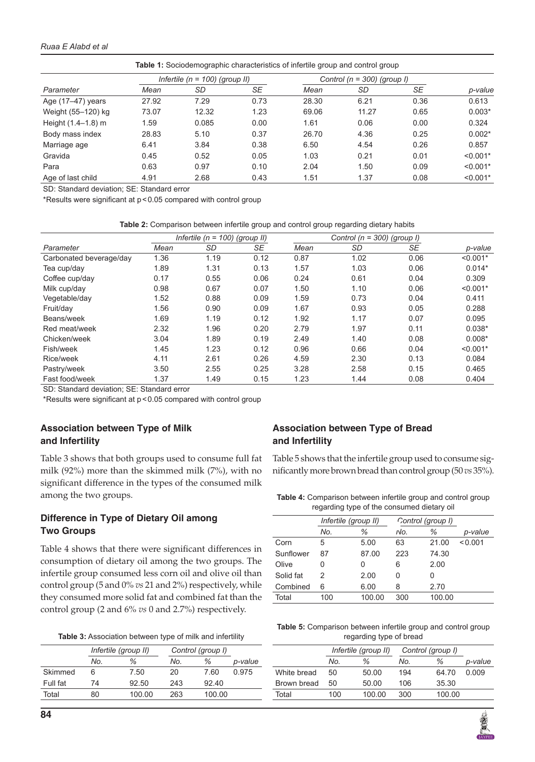**Table 1:** Sociodemographic characteristics of infertile group and control group

| | Infertile (n = 100) (group II) | | | Control (n = 300) (group I) | | | |
|---|---|---|---|---|---|---|---|
| Parameter | Mean | SD | SE | Mean | SD | SE | p-value |
| Age (17–47) years | 27.92 | 7.29 | 0.73 | 28.30 | 6.21 | 0.36 | 0.613 |
| Weight (55–120) kg | 73.07 | 12.32 | 1.23 | 69.06 | 11.27 | 0.65 | 0.003* |
| Height (1.4–1.8) m | 1.59 | 0.085 | 0.00 | 1.61 | 0.06 | 0.00 | 0.324 |
| Body mass index | 28.83 | 5.10 | 0.37 | 26.70 | 4.36 | 0.25 | 0.002* |
| Marriage age | 6.41 | 3.84 | 0.38 | 6.50 | 4.54 | 0.26 | 0.857 |
| Gravida | 0.45 | 0.52 | 0.05 | 1.03 | 0.21 | 0.01 | <0.001* |
| Para | 0.63 | 0.97 | 0.10 | 2.04 | 1.50 | 0.09 | <0.001* |
| Age of last child | 4.91 | 2.68 | 0.43 | 1.51 | 1.37 | 0.08 | <0.001* |

SD: Standard deviation; SE: Standard error

*Results were significant at $p < 0.05$ compared with control group

**Table 2:** Comparison between infertile group and control group regarding dietary habits

| | Infertile (n = 100) (group II) | | | Control (n = 300) (group I) | | | |
|---|---|---|---|---|---|---|---|
| Parameter | Mean | SD | SE | Mean | SD | SE | p-value |
| Carbonated beverage/day | 1.36 | 1.19 | 0.12 | 0.87 | 1.02 | 0.06 | <0.001* |
| Tea cup/day | 1.89 | 1.31 | 0.13 | 1.57 | 1.03 | 0.06 | 0.014* |
| Coffee cup/day | 0.17 | 0.55 | 0.06 | 0.24 | 0.61 | 0.04 | 0.309 |
| Milk cup/day | 0.98 | 0.67 | 0.07 | 1.50 | 1.10 | 0.06 | <0.001* |
| Vegetable/day | 1.52 | 0.88 | 0.09 | 1.59 | 0.73 | 0.04 | 0.411 |
| Fruit/day | 1.56 | 0.90 | 0.09 | 1.67 | 0.93 | 0.05 | 0.288 |
| Beans/week | 1.69 | 1.19 | 0.12 | 1.92 | 1.17 | 0.07 | 0.095 |
| Red meat/week | 2.32 | 1.96 | 0.20 | 2.79 | 1.97 | 0.11 | 0.038* |
| Chicken/week | 3.04 | 1.89 | 0.19 | 2.49 | 1.40 | 0.08 | 0.008* |
| Fish/week | 1.45 | 1.23 | 0.12 | 0.96 | 0.66 | 0.04 | <0.001* |
| Rice/week | 4.11 | 2.61 | 0.26 | 4.59 | 2.30 | 0.13 | 0.084 |
| Pastry/week | 3.50 | 2.55 | 0.25 | 3.28 | 2.58 | 0.15 | 0.465 |
| Fast food/week | 1.37 | 1.49 | 0.15 | 1.23 | 1.44 | 0.08 | 0.404 |

SD: Standard deviation; SE: Standard error

*Results were significant at $p < 0.05$ compared with control group

## Association between Type of Milk and Infertility

Table 3 shows that both groups used to consume full fat milk (92%) more than the skimmed milk (7%), with no significant difference in the types of the consumed milk among the two groups.

## Difference in Type of Dietary Oil among Two Groups

Table 4 shows that there were significant differences in consumption of dietary oil among the two groups. The infertile group consumed less corn oil and olive oil than control group (5 and 0% *vs* 21 and 2%) respectively, while they consumed more solid fat and combined fat than the control group (2 and 6% *vs* 0 and 2.7%) respectively.

**Table 3:** Association between type of milk and infertility

| | Infertile (group II) | | Control (group I) | | |
|---|---|---|---|---|---|
| | No. | % | No. | % | p-value |
| Skimmed | 6 | 7.50 | 20 | 7.60 | 0.975 |
| Full fat | 74 | 92.50 | 243 | 92.40 | |
| Total | 80 | 100.00 | 263 | 100.00 | |

## Association between Type of Bread and Infertility

Table 5 shows that the infertile group used to consume significantly more brown bread than control group (50 *vs* 35%).

**Table 4:** Comparison between infertile group and control group regarding type of the consumed dietary oil

| | Infertile (group II) | | Control (group I) | | |
|---|---|---|---|---|---|
| | No. | % | No. | % | p-value |
| Corn | 5 | 5.00 | 63 | 21.00 | <0.001 |
| Sunflower | 87 | 87.00 | 223 | 74.30 | |
| Olive | 0 | 0 | 6 | 2.00 | |
| Solid fat | 2 | 2.00 | 0 | 0 | |
| Combined | 6 | 6.00 | 8 | 2.70 | |
| Total | 100 | 100.00 | 300 | 100.00 | |

**Table 5:** Comparison between infertile group and control group regarding type of bread

| | Infertile (group II) | | Control (group I) | | |
|---|---|---|---|---|---|
| | No. | % | No. | % | p-value |
| White bread | 50 | 50.00 | 194 | 64.70 | 0.009 |
| Brown bread | 50 | 50.00 | 106 | 35.30 | |
| Total | 100 | 100.00 | 300 | 100.00 | |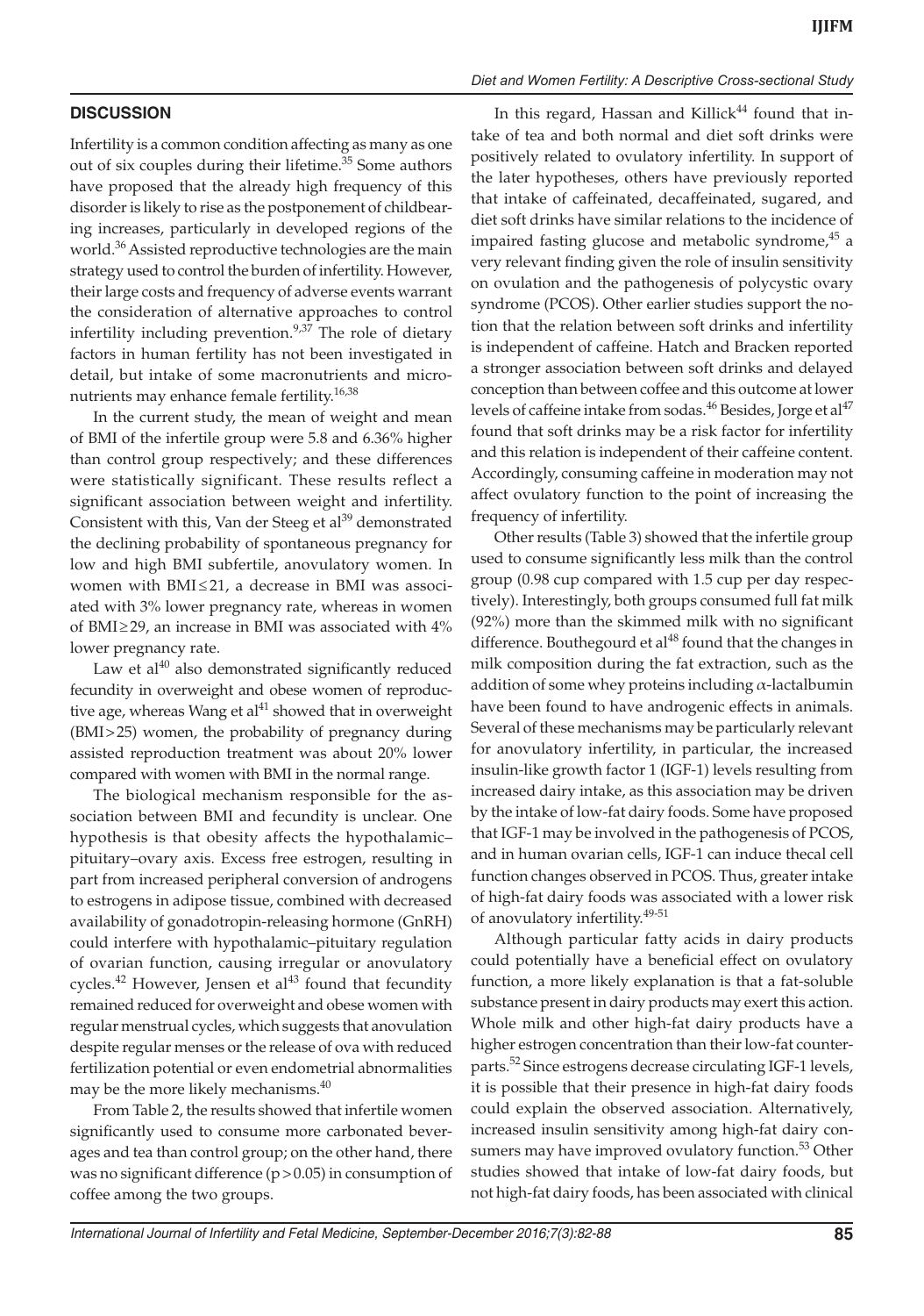## DISCUSSION

Infertility is a common condition affecting as many as one out of six couples during their lifetime.[35] Some authors have proposed that the already high frequency of this disorder is likely to rise as the postponement of childbearing increases, particularly in developed regions of the world.[36] Assisted reproductive technologies are the main strategy used to control the burden of infertility. However, their large costs and frequency of adverse events warrant the consideration of alternative approaches to control infertility including prevention.[9,37] The role of dietary factors in human fertility has not been investigated in detail, but intake of some macronutrients and micronutrients may enhance female fertility.[16,38]

In the current study, the mean of weight and mean of BMI of the infertile group were 5.8 and 6.36% higher than control group respectively; and these differences were statistically significant. These results reflect a significant association between weight and infertility. Consistent with this, Van der Steeg et al[39] demonstrated the declining probability of spontaneous pregnancy for low and high BMI subfertile, anovulatory women. In women with BMI $\leq$ 21, a decrease in BMI was associated with 3% lower pregnancy rate, whereas in women of BMI $\geq$ 29, an increase in BMI was associated with 4% lower pregnancy rate.

Law et al[40] also demonstrated significantly reduced fecundity in overweight and obese women of reproductive age, whereas Wang et al[41] showed that in overweight (BMI > 25) women, the probability of pregnancy during assisted reproduction treatment was about 20% lower compared with women with BMI in the normal range.

The biological mechanism responsible for the association between BMI and fecundity is unclear. One hypothesis is that obesity affects the hypothalamic–pituitary–ovary axis. Excess free estrogen, resulting in part from increased peripheral conversion of androgens to estrogens in adipose tissue, combined with decreased availability of gonadotropin-releasing hormone (GnRH) could interfere with hypothalamic–pituitary regulation of ovarian function, causing irregular or anovulatory cycles.[42] However, Jensen et al[43] found that fecundity remained reduced for overweight and obese women with regular menstrual cycles, which suggests that anovulation despite regular menses or the release of ova with reduced fertilization potential or even endometrial abnormalities may be the more likely mechanisms.[40]

From Table 2, the results showed that infertile women significantly used to consume more carbonated beverages and tea than control group; on the other hand, there was no significant difference ($p > 0.05$) in consumption of coffee among the two groups.

In this regard, Hassan and Killick[44] found that intake of tea and both normal and diet soft drinks were positively related to ovulatory infertility. In support of the later hypotheses, others have previously reported that intake of caffeinated, decaffeinated, sugared, and diet soft drinks have similar relations to the incidence of impaired fasting glucose and metabolic syndrome,[45] a very relevant finding given the role of insulin sensitivity on ovulation and the pathogenesis of polycystic ovary syndrome (PCOS). Other earlier studies support the notion that the relation between soft drinks and infertility is independent of caffeine. Hatch and Bracken reported a stronger association between soft drinks and delayed conception than between coffee and this outcome at lower levels of caffeine intake from sodas.[46] Besides, Jorge et al[47] found that soft drinks may be a risk factor for infertility and this relation is independent of their caffeine content. Accordingly, consuming caffeine in moderation may not affect ovulatory function to the point of increasing the frequency of infertility.

Other results (Table 3) showed that the infertile group used to consume significantly less milk than the control group (0.98 cup compared with 1.5 cup per day respectively). Interestingly, both groups consumed full fat milk (92%) more than the skimmed milk with no significant difference. Bouthegourd et al[48] found that the changes in milk composition during the fat extraction, such as the addition of some whey proteins including $\alpha$-lactalbumin have been found to have androgenic effects in animals. Several of these mechanisms may be particularly relevant for anovulatory infertility, in particular, the increased insulin-like growth factor 1 (IGF-1) levels resulting from increased dairy intake, as this association may be driven by the intake of low-fat dairy foods. Some have proposed that IGF-1 may be involved in the pathogenesis of PCOS, and in human ovarian cells, IGF-1 can induce thecal cell function changes observed in PCOS. Thus, greater intake of high-fat dairy foods was associated with a lower risk of anovulatory infertility.[49-51]

Although particular fatty acids in dairy products could potentially have a beneficial effect on ovulatory function, a more likely explanation is that a fat-soluble substance present in dairy products may exert this action. Whole milk and other high-fat dairy products have a higher estrogen concentration than their low-fat counterparts.[52] Since estrogens decrease circulating IGF-1 levels, it is possible that their presence in high-fat dairy foods could explain the observed association. Alternatively, increased insulin sensitivity among high-fat dairy consumers may have improved ovulatory function.[53] Other studies showed that intake of low-fat dairy foods, but not high-fat dairy foods, has been associated with clinical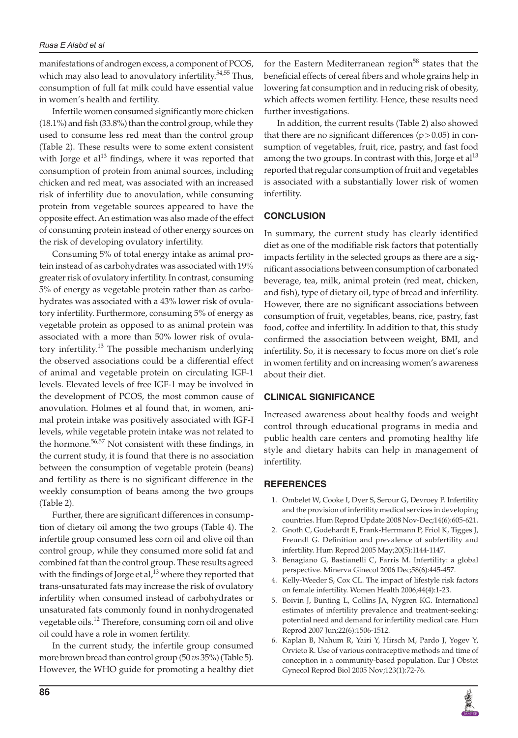manifestations of androgen excess, a component of PCOS, which may also lead to anovulatory infertility.[54,55] Thus, consumption of full fat milk could have essential value in women's health and fertility.

Infertile women consumed significantly more chicken (18.1%) and fish (33.8%) than the control group, while they used to consume less red meat than the control group (Table 2). These results were to some extent consistent with Jorge et al[13] findings, where it was reported that consumption of protein from animal sources, including chicken and red meat, was associated with an increased risk of infertility due to anovulation, while consuming protein from vegetable sources appeared to have the opposite effect. An estimation was also made of the effect of consuming protein instead of other energy sources on the risk of developing ovulatory infertility.

Consuming 5% of total energy intake as animal protein instead of as carbohydrates was associated with 19% greater risk of ovulatory infertility. In contrast, consuming 5% of energy as vegetable protein rather than as carbohydrates was associated with a 43% lower risk of ovulatory infertility. Furthermore, consuming 5% of energy as vegetable protein as opposed to as animal protein was associated with a more than 50% lower risk of ovulatory infertility.[13] The possible mechanism underlying the observed associations could be a differential effect of animal and vegetable protein on circulating IGF-1 levels. Elevated levels of free IGF-1 may be involved in the development of PCOS, the most common cause of anovulation. Holmes et al found that, in women, animal protein intake was positively associated with IGF-I levels, while vegetable protein intake was not related to the hormone.[56,57] Not consistent with these findings, in the current study, it is found that there is no association between the consumption of vegetable protein (beans) and fertility as there is no significant difference in the weekly consumption of beans among the two groups (Table 2).

Further, there are significant differences in consumption of dietary oil among the two groups (Table 4). The infertile group consumed less corn oil and olive oil than control group, while they consumed more solid fat and combined fat than the control group. These results agreed with the findings of Jorge et al,[13] where they reported that trans-unsaturated fats may increase the risk of ovulatory infertility when consumed instead of carbohydrates or unsaturated fats commonly found in nonhydrogenated vegetable oils.[12] Therefore, consuming corn oil and olive oil could have a role in women fertility.

In the current study, the infertile group consumed more brown bread than control group (50 *vs* 35%) (Table 5). However, the WHO guide for promoting a healthy diet for the Eastern Mediterranean region[58] states that the beneficial effects of cereal fibers and whole grains help in lowering fat consumption and in reducing risk of obesity, which affects women fertility. Hence, these results need further investigations.

In addition, the current results (Table 2) also showed that there are no significant differences ($p > 0.05$) in consumption of vegetables, fruit, rice, pastry, and fast food among the two groups. In contrast with this, Jorge et al[13] reported that regular consumption of fruit and vegetables is associated with a substantially lower risk of women infertility.

## CONCLUSION

In summary, the current study has clearly identified diet as one of the modifiable risk factors that potentially impacts fertility in the selected groups as there are a significant associations between consumption of carbonated beverage, tea, milk, animal protein (red meat, chicken, and fish), type of dietary oil, type of bread and infertility. However, there are no significant associations between consumption of fruit, vegetables, beans, rice, pastry, fast food, coffee and infertility. In addition to that, this study confirmed the association between weight, BMI, and infertility. So, it is necessary to focus more on diet's role in women fertility and on increasing women's awareness about their diet.

## CLINICAL SIGNIFICANCE

Increased awareness about healthy foods and weight control through educational programs in media and public health care centers and promoting healthy life style and dietary habits can help in management of infertility.

## REFERENCES

1. Ombelet W, Cooke I, Dyer S, Serour G, Devroey P. Infertility and the provision of infertility medical services in developing countries. Hum Reprod Update 2008 Nov-Dec;14(6):605-621.
2. Gnoth C, Godehardt E, Frank-Herrmann P, Friol K, Tigges J, Freundl G. Definition and prevalence of subfertility and infertility. Hum Reprod 2005 May;20(5):1144-1147.
3. Benagiano G, Bastianelli C, Farris M. Infertility: a global perspective. Minerva Ginecol 2006 Dec;58(6):445-457.
4. Kelly-Weeder S, Cox CL. The impact of lifestyle risk factors on female infertility. Women Health 2006;44(4):1-23.
5. Boivin J, Bunting L, Collins JA, Nygren KG. International estimates of infertility prevalence and treatment-seeking: potential need and demand for infertility medical care. Hum Reprod 2007 Jun;22(6):1506-1512.
6. Kaplan B, Nahum R, Yairi Y, Hirsch M, Pardo J, Yogev Y, Orvieto R. Use of various contraceptive methods and time of conception in a community-based population. Eur J Obstet Gynecol Reprod Biol 2005 Nov;123(1):72-76.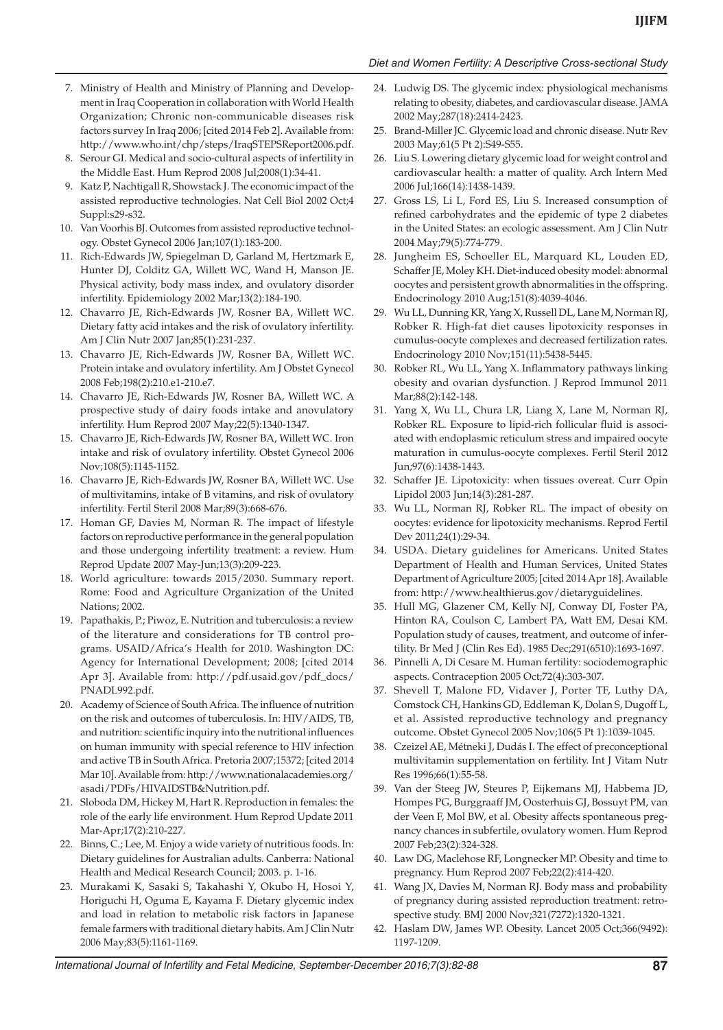7. Ministry of Health and Ministry of Planning and Development in Iraq Cooperation in collaboration with World Health Organization; Chronic non-communicable diseases risk factors survey In Iraq 2006; [cited 2014 Feb 2]. Available from: http://www.who.int/chp/steps/IraqSTEPSReport2006.pdf.
8. Serour GI. Medical and socio-cultural aspects of infertility in the Middle East. Hum Reprod 2008 Jul;2008(1):34-41.
9. Katz P, Nachtigall R, Showstack J. The economic impact of the assisted reproductive technologies. Nat Cell Biol 2002 Oct;4 Suppl:s29-s32.
10. Van Voorhis BJ. Outcomes from assisted reproductive technology. Obstet Gynecol 2006 Jan;107(1):183-200.
11. Rich-Edwards JW, Spiegelman D, Garland M, Hertzmark E, Hunter DJ, Colditz GA, Willett WC, Wand H, Manson JE. Physical activity, body mass index, and ovulatory disorder infertility. Epidemiology 2002 Mar;13(2):184-190.
12. Chavarro JE, Rich-Edwards JW, Rosner BA, Willett WC. Dietary fatty acid intakes and the risk of ovulatory infertility. Am J Clin Nutr 2007 Jan;85(1):231-237.
13. Chavarro JE, Rich-Edwards JW, Rosner BA, Willett WC. Protein intake and ovulatory infertility. Am J Obstet Gynecol 2008 Feb;198(2):210.e1-210.e7.
14. Chavarro JE, Rich-Edwards JW, Rosner BA, Willett WC. A prospective study of dairy foods intake and anovulatory infertility. Hum Reprod 2007 May;22(5):1340-1347.
15. Chavarro JE, Rich-Edwards JW, Rosner BA, Willett WC. Iron intake and risk of ovulatory infertility. Obstet Gynecol 2006 Nov;108(5):1145-1152.
16. Chavarro JE, Rich-Edwards JW, Rosner BA, Willett WC. Use of multivitamins, intake of B vitamins, and risk of ovulatory infertility. Fertil Steril 2008 Mar;89(3):668-676.
17. Homan GF, Davies M, Norman R. The impact of lifestyle factors on reproductive performance in the general population and those undergoing infertility treatment: a review. Hum Reprod Update 2007 May-Jun;13(3):209-223.
18. World agriculture: towards 2015/2030. Summary report. Rome: Food and Agriculture Organization of the United Nations; 2002.
19. Papathakis, P.; Piwoz, E. Nutrition and tuberculosis: a review of the literature and considerations for TB control programs. USAID/Africa's Health for 2010. Washington DC: Agency for International Development; 2008; [cited 2014 Apr 3]. Available from: http://pdf.usaid.gov/pdf_docs/PNADL992.pdf.
20. Academy of Science of South Africa. The influence of nutrition on the risk and outcomes of tuberculosis. In: HIV/AIDS, TB, and nutrition: scientific inquiry into the nutritional influences on human immunity with special reference to HIV infection and active TB in South Africa. Pretoria 2007;15372; [cited 2014 Mar 10]. Available from: http://www.nationalacademies.org/asadi/PDFs/HIVAIDSTB&Nutrition.pdf.
21. Sloboda DM, Hickey M, Hart R. Reproduction in females: the role of the early life environment. Hum Reprod Update 2011 Mar-Apr;17(2):210-227.
22. Binns, C.; Lee, M. Enjoy a wide variety of nutritious foods. In: Dietary guidelines for Australian adults. Canberra: National Health and Medical Research Council; 2003. p. 1-16.
23. Murakami K, Sasaki S, Takahashi Y, Okubo H, Hosoi Y, Horiguchi H, Oguma E, Kayama F. Dietary glycemic index and load in relation to metabolic risk factors in Japanese female farmers with traditional dietary habits. Am J Clin Nutr 2006 May;83(5):1161-1169.
24. Ludwig DS. The glycemic index: physiological mechanisms relating to obesity, diabetes, and cardiovascular disease. JAMA 2002 May;287(18):2414-2423.
25. Brand-Miller JC. Glycemic load and chronic disease. Nutr Rev 2003 May;61(5 Pt 2):S49-S55.
26. Liu S. Lowering dietary glycemic load for weight control and cardiovascular health: a matter of quality. Arch Intern Med 2006 Jul;166(14):1438-1439.
27. Gross LS, Li L, Ford ES, Liu S. Increased consumption of refined carbohydrates and the epidemic of type 2 diabetes in the United States: an ecologic assessment. Am J Clin Nutr 2004 May;79(5):774-779.
28. Jungheim ES, Schoeller EL, Marquard KL, Louden ED, Schaffer JE, Moley KH. Diet-induced obesity model: abnormal oocytes and persistent growth abnormalities in the offspring. Endocrinology 2010 Aug;151(8):4039-4046.
29. Wu LL, Dunning KR, Yang X, Russell DL, Lane M, Norman RJ, Robker R. High-fat diet causes lipotoxicity responses in cumulus-oocyte complexes and decreased fertilization rates. Endocrinology 2010 Nov;151(11):5438-5445.
30. Robker RL, Wu LL, Yang X. Inflammatory pathways linking obesity and ovarian dysfunction. J Reprod Immunol 2011 Mar;88(2):142-148.
31. Yang X, Wu LL, Chura LR, Liang X, Lane M, Norman RJ, Robker RL. Exposure to lipid-rich follicular fluid is associated with endoplasmic reticulum stress and impaired oocyte maturation in cumulus-oocyte complexes. Fertil Steril 2012 Jun;97(6):1438-1443.
32. Schaffer JE. Lipotoxicity: when tissues overeat. Curr Opin Lipidol 2003 Jun;14(3):281-287.
33. Wu LL, Norman RJ, Robker RL. The impact of obesity on oocytes: evidence for lipotoxicity mechanisms. Reprod Fertil Dev 2011;24(1):29-34.
34. USDA. Dietary guidelines for Americans. United States Department of Health and Human Services, United States Department of Agriculture 2005; [cited 2014 Apr 18]. Available from: http://www.healthierus.gov/dietaryguidelines.
35. Hull MG, Glazener CM, Kelly NJ, Conway DI, Foster PA, Hinton RA, Coulson C, Lambert PA, Watt EM, Desai KM. Population study of causes, treatment, and outcome of infertility. Br Med J (Clin Res Ed). 1985 Dec;291(6510):1693-1697.
36. Pinnelli A, Di Cesare M. Human fertility: sociodemographic aspects. Contraception 2005 Oct;72(4):303-307.
37. Shevell T, Malone FD, Vidaver J, Porter TF, Luthy DA, Comstock CH, Hankins GD, Eddleman K, Dolan S, Dugoff L, et al. Assisted reproductive technology and pregnancy outcome. Obstet Gynecol 2005 Nov;106(5 Pt 1):1039-1045.
38. Czeizel AE, Métneki J, Dudás I. The effect of preconceptional multivitamin supplementation on fertility. Int J Vitam Nutr Res 1996;66(1):55-58.
39. Van der Steeg JW, Steures P, Eijkemans MJ, Habbema JD, Hompes PG, Burggraaff JM, Oosterhuis GJ, Bossuyt PM, van der Veen F, Mol BW, et al. Obesity affects spontaneous pregnancy chances in subfertile, ovulatory women. Hum Reprod 2007 Feb;23(2):324-328.
40. Law DG, Maclehose RF, Longnecker MP. Obesity and time to pregnancy. Hum Reprod 2007 Feb;22(2):414-420.
41. Wang JX, Davies M, Norman RJ. Body mass and probability of pregnancy during assisted reproduction treatment: retrospective study. BMJ 2000 Nov;321(7272):1320-1321.
42. Haslam DW, James WP. Obesity. Lancet 2005 Oct;366(9492):1197-1209.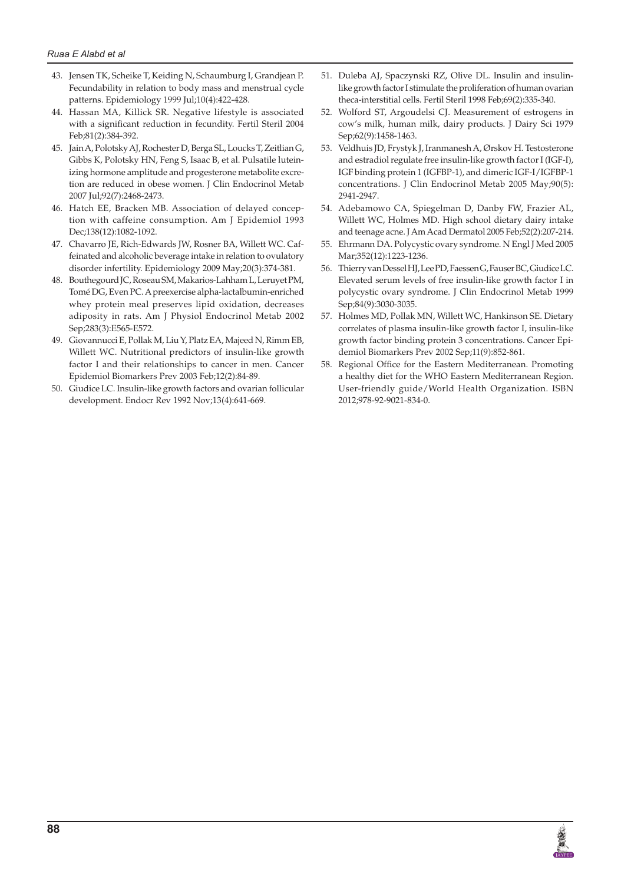43. Jensen TK, Scheike T, Keiding N, Schaumburg I, Grandjean P. Fecundability in relation to body mass and menstrual cycle patterns. Epidemiology 1999 Jul;10(4):422-428.
44. Hassan MA, Killick SR. Negative lifestyle is associated with a significant reduction in fecundity. Fertil Steril 2004 Feb;81(2):384-392.
45. Jain A, Polotsky AJ, Rochester D, Berga SL, Loucks T, Zeitlian G, Gibbs K, Polotsky HN, Feng S, Isaac B, et al. Pulsatile luteinizing hormone amplitude and progesterone metabolite excretion are reduced in obese women. J Clin Endocrinol Metab 2007 Jul;92(7):2468-2473.
46. Hatch EE, Bracken MB. Association of delayed conception with caffeine consumption. Am J Epidemiol 1993 Dec;138(12):1082-1092.
47. Chavarro JE, Rich-Edwards JW, Rosner BA, Willett WC. Caffeinated and alcoholic beverage intake in relation to ovulatory disorder infertility. Epidemiology 2009 May;20(3):374-381.
48. Bouthegourd JC, Roseau SM, Makarios-Lahham L, Leruyet PM, Tomé DG, Even PC. A preexercise alpha-lactalbumin-enriched whey protein meal preserves lipid oxidation, decreases adiposity in rats. Am J Physiol Endocrinol Metab 2002 Sep;283(3):E565-E572.
49. Giovannucci E, Pollak M, Liu Y, Platz EA, Majeed N, Rimm EB, Willett WC. Nutritional predictors of insulin-like growth factor I and their relationships to cancer in men. Cancer Epidemiol Biomarkers Prev 2003 Feb;12(2):84-89.
50. Giudice LC. Insulin-like growth factors and ovarian follicular development. Endocr Rev 1992 Nov;13(4):641-669.
51. Duleba AJ, Spaczynski RZ, Olive DL. Insulin and insulin-like growth factor I stimulate the proliferation of human ovarian theca-interstitial cells. Fertil Steril 1998 Feb;69(2):335-340.
52. Wolford ST, Argoudelsi CJ. Measurement of estrogens in cow's milk, human milk, dairy products. J Dairy Sci 1979 Sep;62(9):1458-1463.
53. Veldhuis JD, Frystyk J, Iranmanesh A, Ørskov H. Testosterone and estradiol regulate free insulin-like growth factor I (IGF-I), IGF binding protein 1 (IGFBP-1), and dimeric IGF-I/IGFBP-1 concentrations. J Clin Endocrinol Metab 2005 May;90(5):2941-2947.
54. Adebamowo CA, Spiegelman D, Danby FW, Frazier AL, Willett WC, Holmes MD. High school dietary dairy intake and teenage acne. J Am Acad Dermatol 2005 Feb;52(2):207-214.
55. Ehrmann DA. Polycystic ovary syndrome. N Engl J Med 2005 Mar;352(12):1223-1236.
56. Thierry van Dessel HJ, Lee PD, Faessen G, Fauser BC, Giudice LC. Elevated serum levels of free insulin-like growth factor I in polycystic ovary syndrome. J Clin Endocrinol Metab 1999 Sep;84(9):3030-3035.
57. Holmes MD, Pollak MN, Willett WC, Hankinson SE. Dietary correlates of plasma insulin-like growth factor I, insulin-like growth factor binding protein 3 concentrations. Cancer Epidemiol Biomarkers Prev 2002 Sep;11(9):852-861.
58. Regional Office for the Eastern Mediterranean. Promoting a healthy diet for the WHO Eastern Mediterranean Region. User-friendly guide/World Health Organization. ISBN 2012;978-92-9021-834-0.